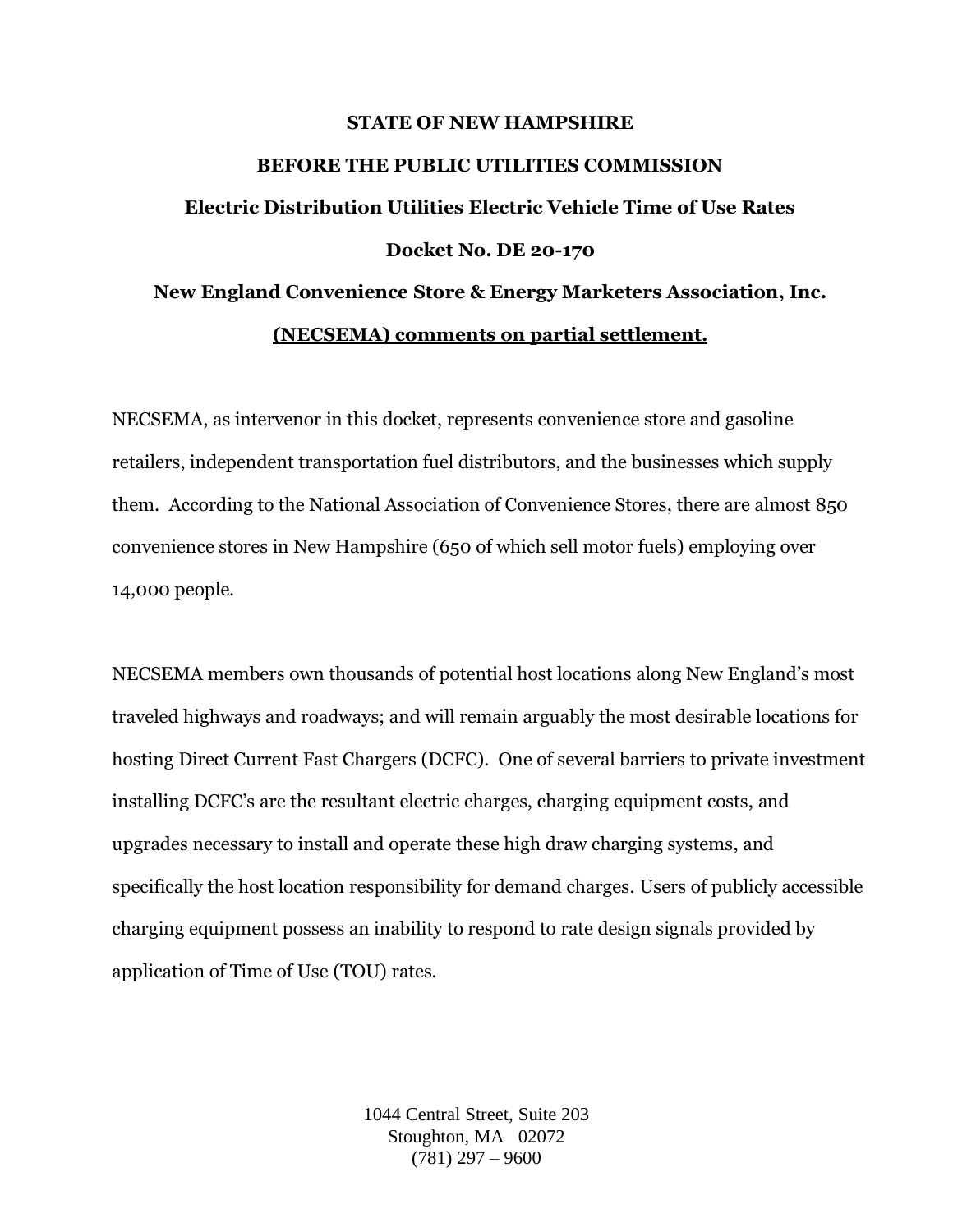**STATE OF NEW HAMPSHIRE**

**BEFORE THE PUBLIC UTILITIES COMMISSION**

**Electric Distribution Utilities Electric Vehicle Time of Use Rates**

**Docket No. DE 20-170**

**New England Convenience Store & Energy Marketers Association, Inc. (NECSEMA) comments on partial settlement.**

NECSEMA, as intervenor in this docket, represents convenience store and gasoline retailers, independent transportation fuel distributors, and the businesses which supply them. According to the National Association of Convenience Stores, there are almost 850 convenience stores in New Hampshire (650 of which sell motor fuels) employing over 14,000 people.

NECSEMA members own thousands of potential host locations along New England's most traveled highways and roadways; and will remain arguably the most desirable locations for hosting Direct Current Fast Chargers (DCFC). One of several barriers to private investment installing DCFC's are the resultant electric charges, charging equipment costs, and upgrades necessary to install and operate these high draw charging systems, and specifically the host location responsibility for demand charges. Users of publicly accessible charging equipment possess an inability to respond to rate design signals provided by application of Time of Use (TOU) rates.

1044 Central Street, Suite 203
Stoughton, MA 02072
(781) 297 – 9600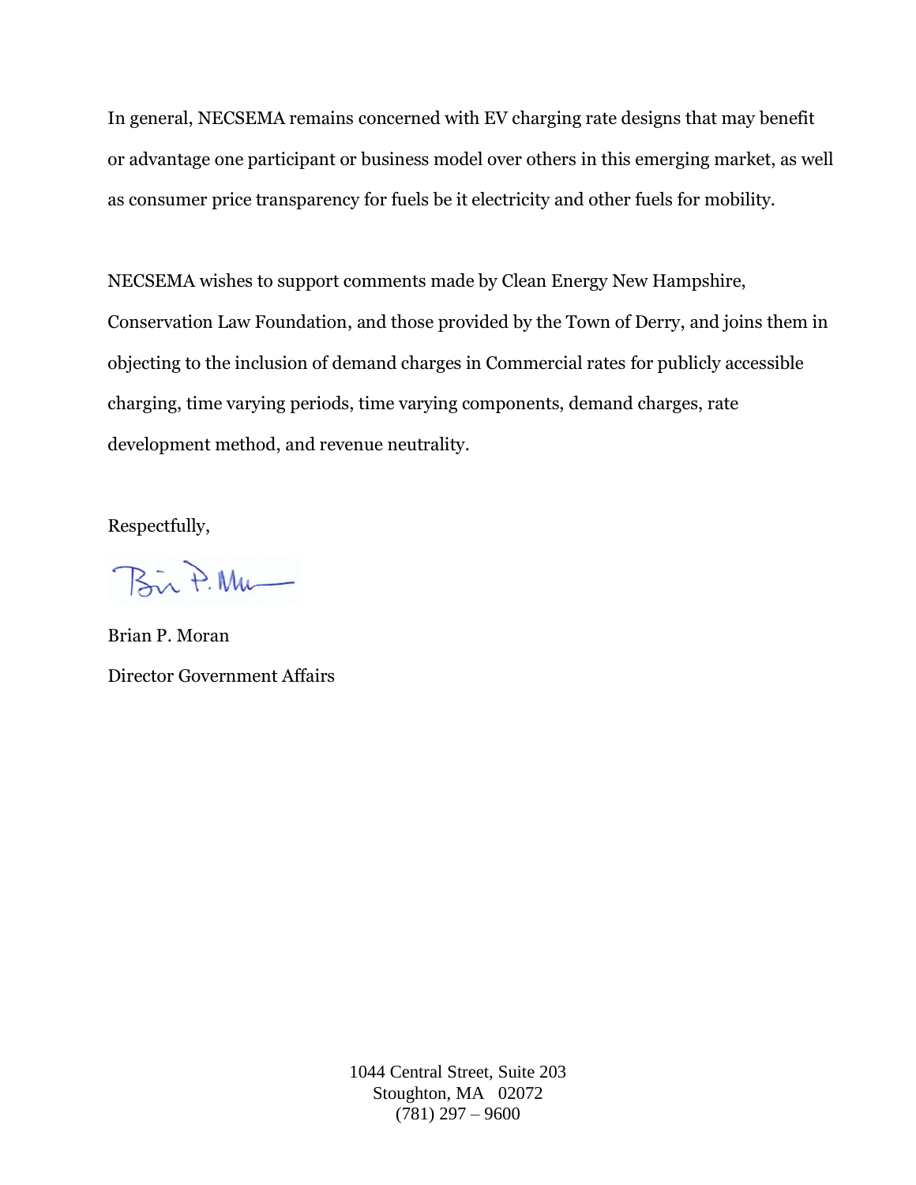In general, NECSEMA remains concerned with EV charging rate designs that may benefit or advantage one participant or business model over others in this emerging market, as well as consumer price transparency for fuels be it electricity and other fuels for mobility.

NECSEMA wishes to support comments made by Clean Energy New Hampshire, Conservation Law Foundation, and those provided by the Town of Derry, and joins them in objecting to the inclusion of demand charges in Commercial rates for publicly accessible charging, time varying periods, time varying components, demand charges, rate development method, and revenue neutrality.

Respectfully,

Brian P. Moran
Director Government Affairs

1044 Central Street, Suite 203
Stoughton, MA 02072
(781) 297 – 9600